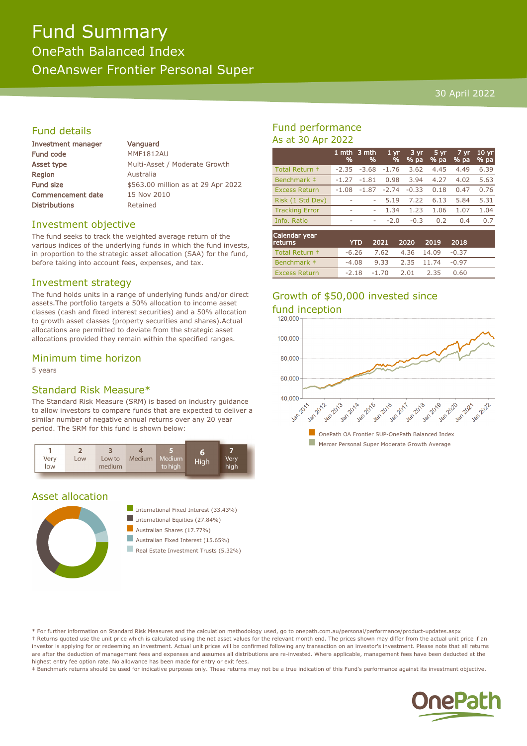# Fund Summary

## OnePath Balanced Index

## OneAnswer Frontier Personal Super

30 April 2022

## Fund details

| | |
|---|---|
| Investment manager | Vanguard |
| Fund code | MMF1812AU |
| Asset type | Multi-Asset / Moderate Growth |
| Region | Australia |
| Fund size | $563.00 million as at 29 Apr 2022 |
| Commencement date | 15 Nov 2010 |
| Distributions | Retained |

## Investment objective

The fund seeks to track the weighted average return of the various indices of the underlying funds in which the fund invests, in proportion to the strategic asset allocation (SAA) for the fund, before taking into account fees, expenses, and tax.

## Investment strategy

The fund holds units in a range of underlying funds and/or direct assets.The portfolio targets a 50% allocation to income asset classes (cash and fixed interest securities) and a 50% allocation to growth asset classes (property securities and shares).Actual allocations are permitted to deviate from the strategic asset allocations provided they remain within the specified ranges.

## Minimum time horizon

5 years

## Standard Risk Measure*

The Standard Risk Measure (SRM) is based on industry guidance to allow investors to compare funds that are expected to deliver a similar number of negative annual returns over any 20 year period. The SRM for this fund is shown below:

| 1 Very low | 2 Low | 3 Low to medium | 4 Medium | 5 Medium to high | **6 High** | 7 Very high |
|---|---|---|---|---|---|---|

## Asset allocation

- International Fixed Interest (33.43%)
- International Equities (27.84%)
- Australian Shares (17.77%)
- Australian Fixed Interest (15.65%)
- Real Estate Investment Trusts (5.32%)

## Fund performance

As at 30 Apr 2022

| | 1 mth % | 3 mth % | 1 yr % | 3 yr % pa | 5 yr % pa | 7 yr % pa | 10 yr % pa |
|---|---|---|---|---|---|---|---|
| Total Return † | -2.35 | -3.68 | -1.76 | 3.62 | 4.45 | 4.49 | 6.39 |
| Benchmark ‡ | -1.27 | -1.81 | 0.98 | 3.94 | 4.27 | 4.02 | 5.63 |
| Excess Return | -1.08 | -1.87 | -2.74 | -0.33 | 0.18 | 0.47 | 0.76 |
| Risk (1 Std Dev) | - | - | 5.19 | 7.22 | 6.13 | 5.84 | 5.31 |
| Tracking Error | - | - | 1.34 | 1.23 | 1.06 | 1.07 | 1.04 |
| Info. Ratio | - | - | -2.0 | -0.3 | 0.2 | 0.4 | 0.7 |

| Calendar year returns | YTD | 2021 | 2020 | 2019 | 2018 |
|---|---|---|---|---|---|
| Total Return † | -6.26 | 7.62 | 4.36 | 14.09 | -0.37 |
| Benchmark ‡ | -4.08 | 9.33 | 2.35 | 11.74 | -0.97 |
| Excess Return | -2.18 | -1.70 | 2.01 | 2.35 | 0.60 |

## Growth of $50,000 invested since fund inception

- OnePath OA Frontier SUP-OnePath Balanced Index
- Mercer Personal Super Moderate Growth Average

* For further information on Standard Risk Measures and the calculation methodology used, go to onepath.com.au/personal/performance/product-updates.aspx

† Returns quoted use the unit price which is calculated using the net asset values for the relevant month end. The prices shown may differ from the actual unit price if an investor is applying for or redeeming an investment. Actual unit prices will be confirmed following any transaction on an investor's investment. Please note that all returns are after the deduction of management fees and expenses and assumes all distributions are re-invested. Where applicable, management fees have been deducted at the highest entry fee option rate. No allowance has been made for entry or exit fees.

‡ Benchmark returns should be used for indicative purposes only. These returns may not be a true indication of this Fund's performance against its investment objective.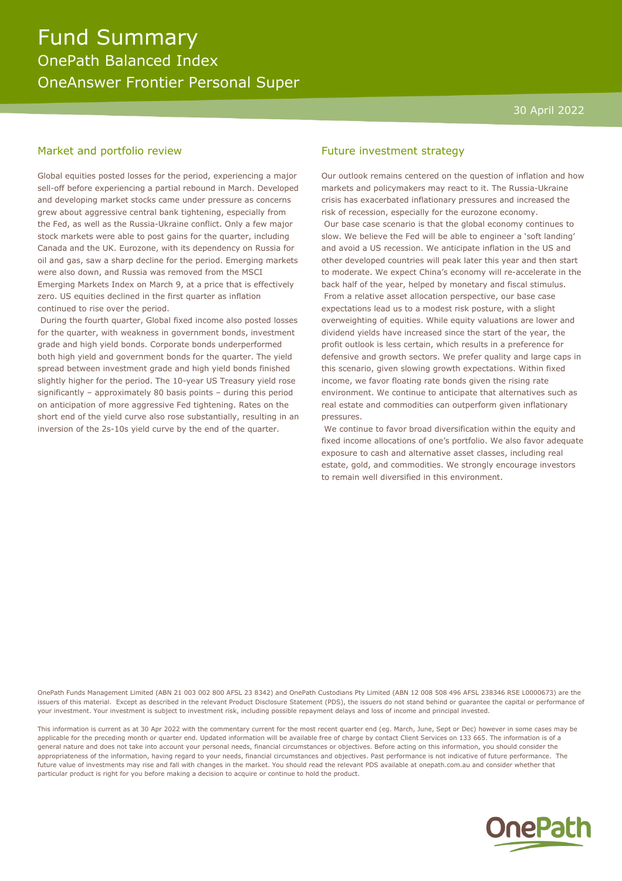# Fund Summary

## OnePath Balanced Index

## OneAnswer Frontier Personal Super

30 April 2022

### Market and portfolio review

Global equities posted losses for the period, experiencing a major sell-off before experiencing a partial rebound in March. Developed and developing market stocks came under pressure as concerns grew about aggressive central bank tightening, especially from the Fed, as well as the Russia-Ukraine conflict. Only a few major stock markets were able to post gains for the quarter, including Canada and the UK. Eurozone, with its dependency on Russia for oil and gas, saw a sharp decline for the period. Emerging markets were also down, and Russia was removed from the MSCI Emerging Markets Index on March 9, at a price that is effectively zero. US equities declined in the first quarter as inflation continued to rise over the period.

During the fourth quarter, Global fixed income also posted losses for the quarter, with weakness in government bonds, investment grade and high yield bonds. Corporate bonds underperformed both high yield and government bonds for the quarter. The yield spread between investment grade and high yield bonds finished slightly higher for the period. The 10-year US Treasury yield rose significantly – approximately 80 basis points – during this period on anticipation of more aggressive Fed tightening. Rates on the short end of the yield curve also rose substantially, resulting in an inversion of the 2s-10s yield curve by the end of the quarter.

### Future investment strategy

Our outlook remains centered on the question of inflation and how markets and policymakers may react to it. The Russia-Ukraine crisis has exacerbated inflationary pressures and increased the risk of recession, especially for the eurozone economy.

Our base case scenario is that the global economy continues to slow. We believe the Fed will be able to engineer a 'soft landing' and avoid a US recession. We anticipate inflation in the US and other developed countries will peak later this year and then start to moderate. We expect China's economy will re-accelerate in the back half of the year, helped by monetary and fiscal stimulus.

From a relative asset allocation perspective, our base case expectations lead us to a modest risk posture, with a slight overweighting of equities. While equity valuations are lower and dividend yields have increased since the start of the year, the profit outlook is less certain, which results in a preference for defensive and growth sectors. We prefer quality and large caps in this scenario, given slowing growth expectations. Within fixed income, we favor floating rate bonds given the rising rate environment. We continue to anticipate that alternatives such as real estate and commodities can outperform given inflationary pressures.

We continue to favor broad diversification within the equity and fixed income allocations of one's portfolio. We also favor adequate exposure to cash and alternative asset classes, including real estate, gold, and commodities. We strongly encourage investors to remain well diversified in this environment.

OnePath Funds Management Limited (ABN 21 003 002 800 AFSL 23 8342) and OnePath Custodians Pty Limited (ABN 12 008 508 496 AFSL 238346 RSE L0000673) are the issuers of this material. Except as described in the relevant Product Disclosure Statement (PDS), the issuers do not stand behind or guarantee the capital or performance of your investment. Your investment is subject to investment risk, including possible repayment delays and loss of income and principal invested.

This information is current as at 30 Apr 2022 with the commentary current for the most recent quarter end (eg. March, June, Sept or Dec) however in some cases may be applicable for the preceding month or quarter end. Updated information will be available free of charge by contact Client Services on 133 665. The information is of a general nature and does not take into account your personal needs, financial circumstances or objectives. Before acting on this information, you should consider the appropriateness of the information, having regard to your needs, financial circumstances and objectives. Past performance is not indicative of future performance. The future value of investments may rise and fall with changes in the market. You should read the relevant PDS available at onepath.com.au and consider whether that particular product is right for you before making a decision to acquire or continue to hold the product.

OnePath